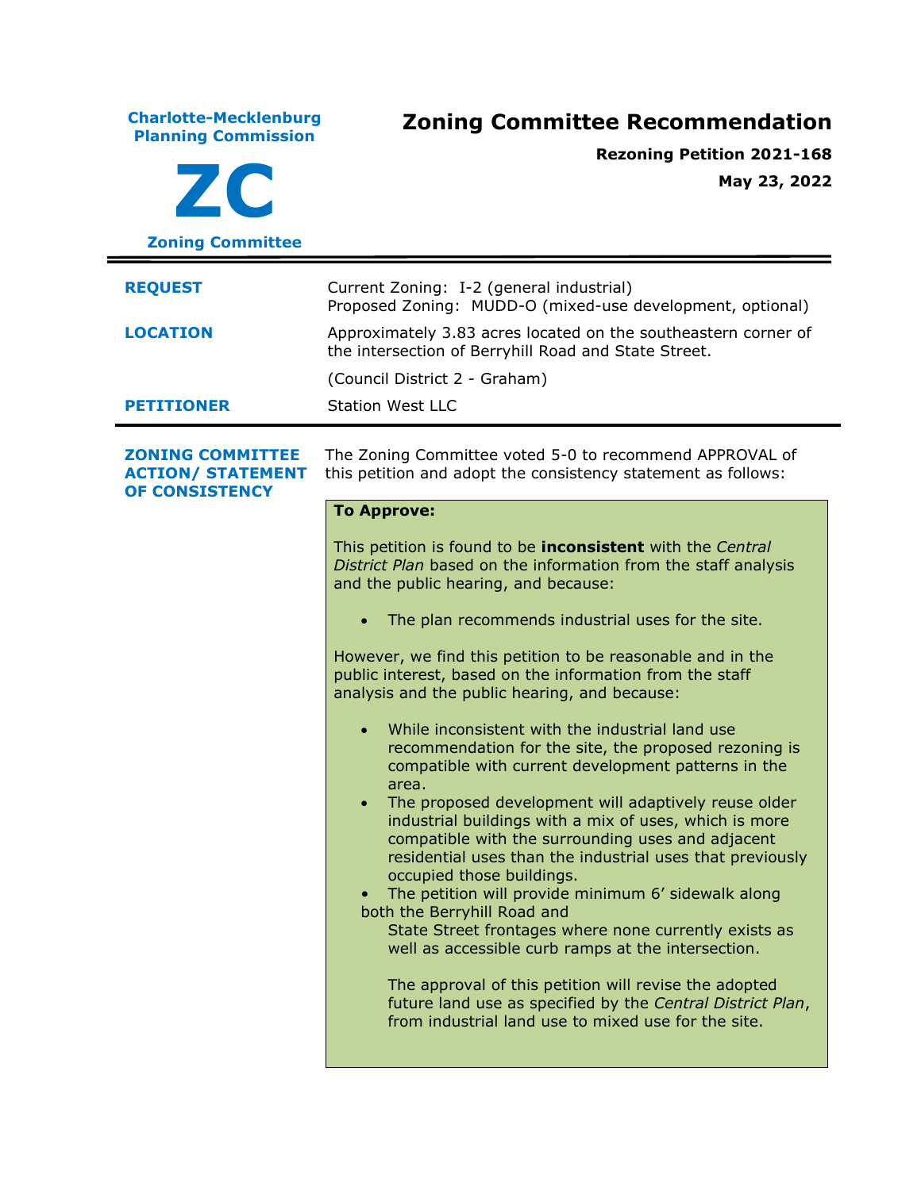**Charlotte-Mecklenburg Planning Commission**

**ZC**

**Zoning Committee**

# Zoning Committee Recommendation

**Rezoning Petition 2021-168**

**May 23, 2022**

---

**REQUEST**

Current Zoning: I-2 (general industrial)
Proposed Zoning: MUDD-O (mixed-use development, optional)

**LOCATION**

Approximately 3.83 acres located on the southeastern corner of the intersection of Berryhill Road and State Street.

(Council District 2 - Graham)

**PETITIONER**

Station West LLC

---

**ZONING COMMITTEE ACTION/ STATEMENT OF CONSISTENCY**

The Zoning Committee voted 5-0 to recommend APPROVAL of this petition and adopt the consistency statement as follows:

**To Approve:**

This petition is found to be **inconsistent** with the *Central District Plan* based on the information from the staff analysis and the public hearing, and because:

- The plan recommends industrial uses for the site.

However, we find this petition to be reasonable and in the public interest, based on the information from the staff analysis and the public hearing, and because:

- While inconsistent with the industrial land use recommendation for the site, the proposed rezoning is compatible with current development patterns in the area.
- The proposed development will adaptively reuse older industrial buildings with a mix of uses, which is more compatible with the surrounding uses and adjacent residential uses than the industrial uses that previously occupied those buildings.
- The petition will provide minimum 6' sidewalk along both the Berryhill Road and State Street frontages where none currently exists as well as accessible curb ramps at the intersection.

The approval of this petition will revise the adopted future land use as specified by the *Central District Plan*, from industrial land use to mixed use for the site.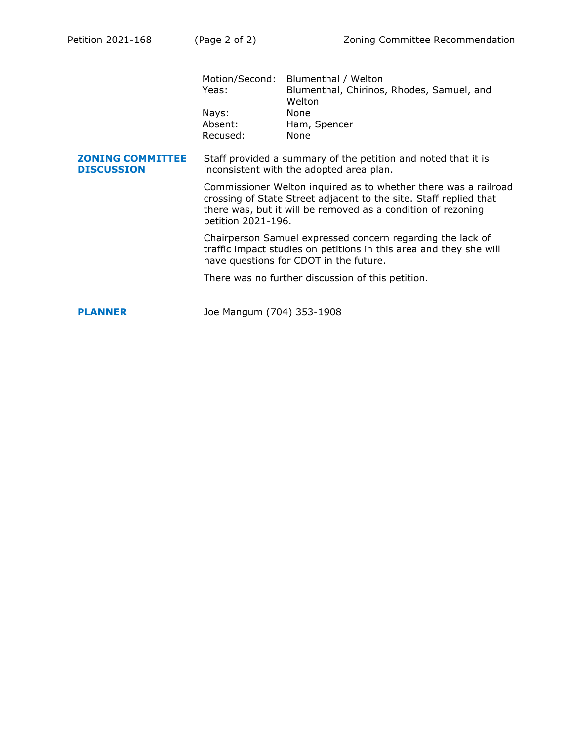| | |
|---|---|
| Motion/Second: | Blumenthal / Welton |
| Yeas: | Blumenthal, Chirinos, Rhodes, Samuel, and Welton |
| Nays: | None |
| Absent: | Ham, Spencer |
| Recused: | None |

**ZONING COMMITTEE DISCUSSION**

Staff provided a summary of the petition and noted that it is inconsistent with the adopted area plan.

Commissioner Welton inquired as to whether there was a railroad crossing of State Street adjacent to the site. Staff replied that there was, but it will be removed as a condition of rezoning petition 2021-196.

Chairperson Samuel expressed concern regarding the lack of traffic impact studies on petitions in this area and they she will have questions for CDOT in the future.

There was no further discussion of this petition.

**PLANNER**

Joe Mangum (704) 353-1908